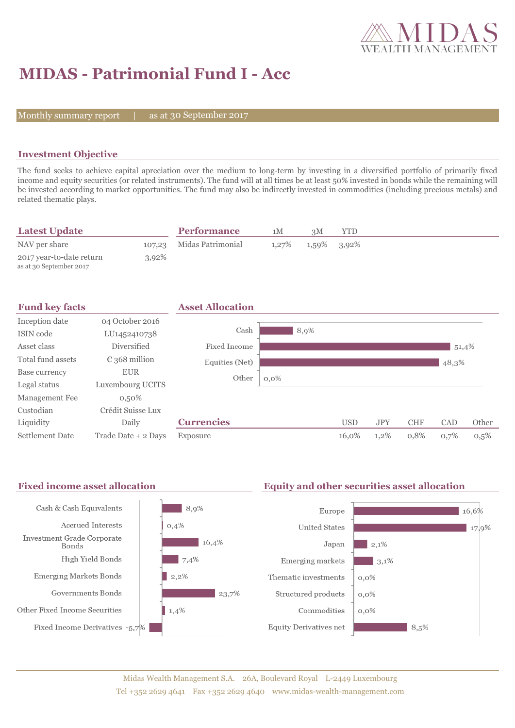# MIDAS - Patrimonial Fund I - Acc

Monthly summary report | as at 30 September 2017

## Investment Objective

The fund seeks to achieve capital apreciation over the medium to long-term by investing in a diversified portfolio of primarily fixed income and equity securities (or related instruments). The fund will at all times be at least 50% invested in bonds while the remaining will be invested according to market opportunities. The fund may also be indirectly invested in commodities (including precious metals) and related thematic plays.

## Latest Update

| | |
|---|---|
| NAV per share | 107,23 |
| 2017 year-to-date return<br>as at 30 September 2017 | 3,92% |

## Performance

| | 1M | 3M | YTD |
|---|---|---|---|
| Midas Patrimonial | 1,27% | 1,59% | 3,92% |

## Fund key facts

| | |
|---|---|
| Inception date | 04 October 2016 |
| ISIN code | LU1452410738 |
| Asset class | Diversified |
| Total fund assets | € 368 million |
| Base currency | EUR |
| Legal status | Luxembourg UCITS |
| Management Fee | 0,50% |
| Custodian | Crédit Suisse Lux |
| Liquidity | Daily |
| Settlement Date | Trade Date + 2 Days |

## Asset Allocation

| | |
|---|---|
| Cash | 8,9% |
| Fixed Income | 51,4% |
| Equities (Net) | 48,3% |
| Other | 0,0% |

## Currencies

| | USD | JPY | CHF | CAD | Other |
|---|---|---|---|---|---|
| Exposure | 16,0% | 1,2% | 0,8% | 0,7% | 0,5% |

## Fixed income asset allocation

| | |
|---|---|
| Cash & Cash Equivalents | 8,9% |
| Accrued Interests | 0,4% |
| Investment Grade Corporate Bonds | 16,4% |
| High Yield Bonds | 7,4% |
| Emerging Markets Bonds | 2,2% |
| Governments Bonds | 23,7% |
| Other Fixed Income Securities | 1,4% |
| Fixed Income Derivatives | -5,7% |

## Equity and other securities asset allocation

| | |
|---|---|
| Europe | 16,6% |
| United States | 17,9% |
| Japan | 2,1% |
| Emerging markets | 3,1% |
| Thematic investments | 0,0% |
| Structured products | 0,0% |
| Commodities | 0,0% |
| Equity Derivatives net | 8,5% |

Midas Wealth Management S.A. 26A, Boulevard Royal L-2449 Luxembourg
Tel +352 2629 4641 Fax +352 2629 4640 www.midas-wealth-management.com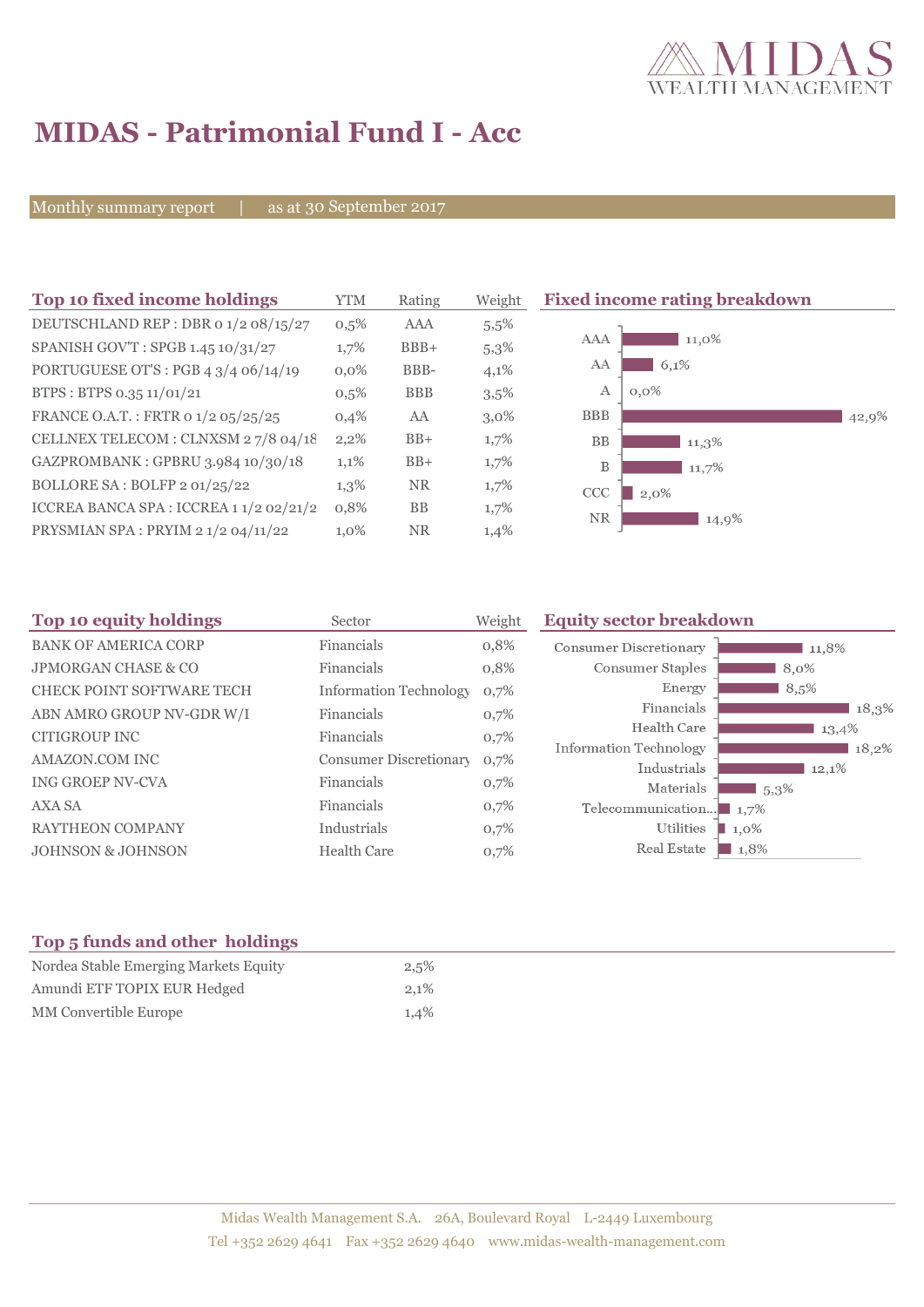# MIDAS - Patrimonial Fund I - Acc

Monthly summary report | as at 30 September 2017

## Top 10 fixed income holdings

| Top 10 fixed income holdings | YTM | Rating | Weight |
|---|---|---|---|
| DEUTSCHLAND REP : DBR 0 1/2 08/15/27 | 0,5% | AAA | 5,5% |
| SPANISH GOV'T : SPGB 1.45 10/31/27 | 1,7% | BBB+ | 5,3% |
| PORTUGUESE OT'S : PGB 4 3/4 06/14/19 | 0,0% | BBB- | 4,1% |
| BTPS : BTPS 0.35 11/01/21 | 0,5% | BBB | 3,5% |
| FRANCE O.A.T. : FRTR 0 1/2 05/25/25 | 0,4% | AA | 3,0% |
| CELLNEX TELECOM : CLNXSM 2 7/8 04/18 | 2,2% | BB+ | 1,7% |
| GAZPROMBANK : GPBRU 3.984 10/30/18 | 1,1% | BB+ | 1,7% |
| BOLLORE SA : BOLFP 2 01/25/22 | 1,3% | NR | 1,7% |
| ICCREA BANCA SPA : ICCREA 1 1/2 02/21/2 | 0,8% | BB | 1,7% |
| PRYSMIAN SPA : PRYIM 2 1/2 04/11/22 | 1,0% | NR | 1,4% |

## Fixed income rating breakdown

| Rating | Weight |
|---|---|
| AAA | 11,0% |
| AA | 6,1% |
| A | 0,0% |
| BBB | 42,9% |
| BB | 11,3% |
| B | 11,7% |
| CCC | 2,0% |
| NR | 14,9% |

## Top 10 equity holdings

| Top 10 equity holdings | Sector | Weight |
|---|---|---|
| BANK OF AMERICA CORP | Financials | 0,8% |
| JPMORGAN CHASE & CO | Financials | 0,8% |
| CHECK POINT SOFTWARE TECH | Information Technology | 0,7% |
| ABN AMRO GROUP NV-GDR W/I | Financials | 0,7% |
| CITIGROUP INC | Financials | 0,7% |
| AMAZON.COM INC | Consumer Discretionary | 0,7% |
| ING GROEP NV-CVA | Financials | 0,7% |
| AXA SA | Financials | 0,7% |
| RAYTHEON COMPANY | Industrials | 0,7% |
| JOHNSON & JOHNSON | Health Care | 0,7% |

## Equity sector breakdown

| Sector | Weight |
|---|---|
| Consumer Discretionary | 11,8% |
| Consumer Staples | 8,0% |
| Energy | 8,5% |
| Financials | 18,3% |
| Health Care | 13,4% |
| Information Technology | 18,2% |
| Industrials | 12,1% |
| Materials | 5,3% |
| Telecommunication... | 1,7% |
| Utilities | 1,0% |
| Real Estate | 1,8% |

## Top 5 funds and other holdings

| Top 5 funds and other holdings | |
|---|---|
| Nordea Stable Emerging Markets Equity | 2,5% |
| Amundi ETF TOPIX EUR Hedged | 2,1% |
| MM Convertible Europe | 1,4% |

Midas Wealth Management S.A. 26A, Boulevard Royal L-2449 Luxembourg
Tel +352 2629 4641 Fax +352 2629 4640 www.midas-wealth-management.com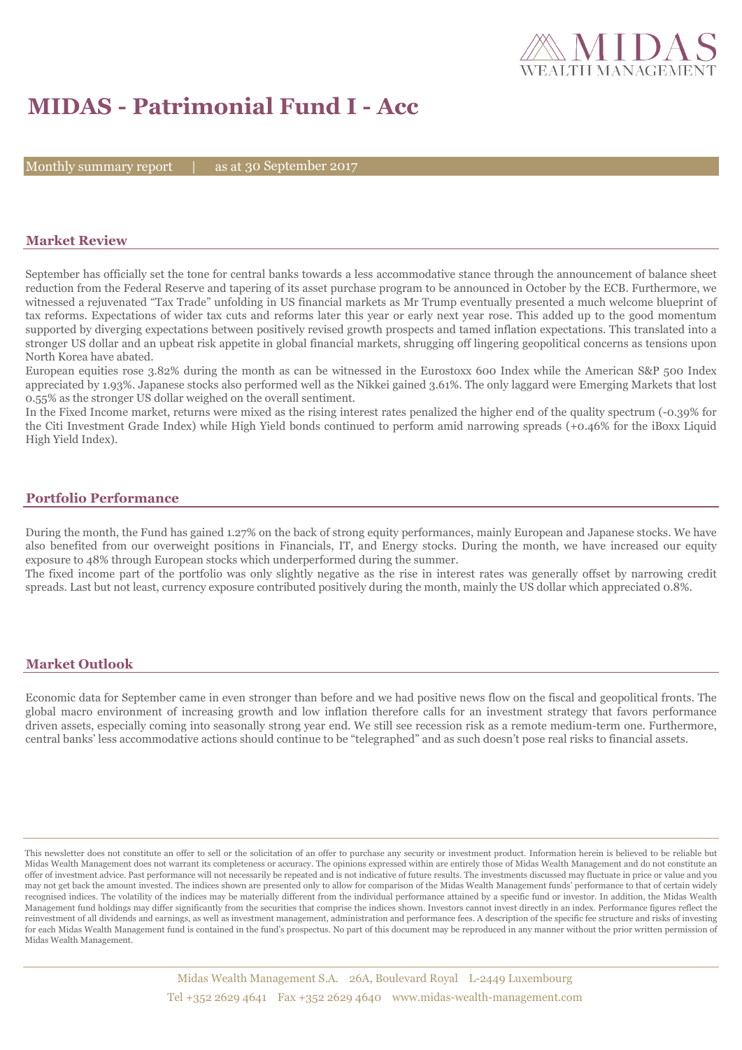# MIDAS - Patrimonial Fund I - Acc

Monthly summary report | as at 30 September 2017

## Market Review

September has officially set the tone for central banks towards a less accommodative stance through the announcement of balance sheet reduction from the Federal Reserve and tapering of its asset purchase program to be announced in October by the ECB. Furthermore, we witnessed a rejuvenated "Tax Trade" unfolding in US financial markets as Mr Trump eventually presented a much welcome blueprint of tax reforms. Expectations of wider tax cuts and reforms later this year or early next year rose. This added up to the good momentum supported by diverging expectations between positively revised growth prospects and tamed inflation expectations. This translated into a stronger US dollar and an upbeat risk appetite in global financial markets, shrugging off lingering geopolitical concerns as tensions upon North Korea have abated.

European equities rose 3.82% during the month as can be witnessed in the Eurostoxx 600 Index while the American S&P 500 Index appreciated by 1.93%. Japanese stocks also performed well as the Nikkei gained 3.61%. The only laggard were Emerging Markets that lost 0.55% as the stronger US dollar weighed on the overall sentiment.

In the Fixed Income market, returns were mixed as the rising interest rates penalized the higher end of the quality spectrum (-0.39% for the Citi Investment Grade Index) while High Yield bonds continued to perform amid narrowing spreads (+0.46% for the iBoxx Liquid High Yield Index).

## Portfolio Performance

During the month, the Fund has gained 1.27% on the back of strong equity performances, mainly European and Japanese stocks. We have also benefited from our overweight positions in Financials, IT, and Energy stocks. During the month, we have increased our equity exposure to 48% through European stocks which underperformed during the summer.

The fixed income part of the portfolio was only slightly negative as the rise in interest rates was generally offset by narrowing credit spreads. Last but not least, currency exposure contributed positively during the month, mainly the US dollar which appreciated 0.8%.

## Market Outlook

Economic data for September came in even stronger than before and we had positive news flow on the fiscal and geopolitical fronts. The global macro environment of increasing growth and low inflation therefore calls for an investment strategy that favors performance driven assets, especially coming into seasonally strong year end. We still see recession risk as a remote medium-term one. Furthermore, central banks' less accommodative actions should continue to be "telegraphed" and as such doesn't pose real risks to financial assets.

This newsletter does not constitute an offer to sell or the solicitation of an offer to purchase any security or investment product. Information herein is believed to be reliable but Midas Wealth Management does not warrant its completeness or accuracy. The opinions expressed within are entirely those of Midas Wealth Management and do not constitute an offer of investment advice. Past performance will not necessarily be repeated and is not indicative of future results. The investments discussed may fluctuate in price or value and you may not get back the amount invested. The indices shown are presented only to allow for comparison of the Midas Wealth Management funds' performance to that of certain widely recognised indices. The volatility of the indices may be materially different from the individual performance attained by a specific fund or investor. In addition, the Midas Wealth Management fund holdings may differ significantly from the securities that comprise the indices shown. Investors cannot invest directly in an index. Performance figures reflect the reinvestment of all dividends and earnings, as well as investment management, administration and performance fees. A description of the specific fee structure and risks of investing for each Midas Wealth Management fund is contained in the fund's prospectus. No part of this document may be reproduced in any manner without the prior written permission of Midas Wealth Management.

Midas Wealth Management S.A. 26A, Boulevard Royal L-2449 Luxembourg

Tel +352 2629 4641 Fax +352 2629 4640 www.midas-wealth-management.com